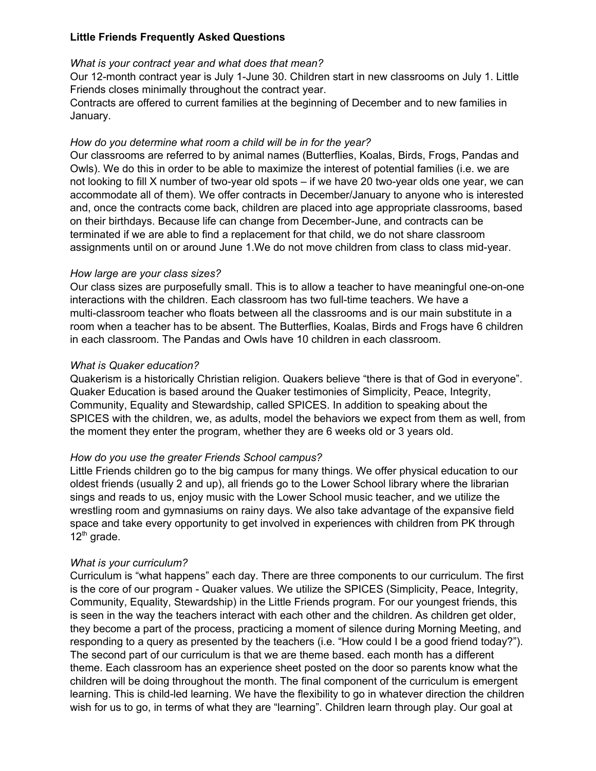**Little Friends Frequently Asked Questions**

*What is your contract year and what does that mean?*

Our 12-month contract year is July 1-June 30. Children start in new classrooms on July 1. Little Friends closes minimally throughout the contract year.

Contracts are offered to current families at the beginning of December and to new families in January.

*How do you determine what room a child will be in for the year?*

Our classrooms are referred to by animal names (Butterflies, Koalas, Birds, Frogs, Pandas and Owls). We do this in order to be able to maximize the interest of potential families (i.e. we are not looking to fill X number of two-year old spots – if we have 20 two-year olds one year, we can accommodate all of them). We offer contracts in December/January to anyone who is interested and, once the contracts come back, children are placed into age appropriate classrooms, based on their birthdays. Because life can change from December-June, and contracts can be terminated if we are able to find a replacement for that child, we do not share classroom assignments until on or around June 1.We do not move children from class to class mid-year.

*How large are your class sizes?*

Our class sizes are purposefully small. This is to allow a teacher to have meaningful one-on-one interactions with the children. Each classroom has two full-time teachers. We have a multi-classroom teacher who floats between all the classrooms and is our main substitute in a room when a teacher has to be absent. The Butterflies, Koalas, Birds and Frogs have 6 children in each classroom. The Pandas and Owls have 10 children in each classroom.

*What is Quaker education?*

Quakerism is a historically Christian religion. Quakers believe "there is that of God in everyone". Quaker Education is based around the Quaker testimonies of Simplicity, Peace, Integrity, Community, Equality and Stewardship, called SPICES. In addition to speaking about the SPICES with the children, we, as adults, model the behaviors we expect from them as well, from the moment they enter the program, whether they are 6 weeks old or 3 years old.

*How do you use the greater Friends School campus?*

Little Friends children go to the big campus for many things. We offer physical education to our oldest friends (usually 2 and up), all friends go to the Lower School library where the librarian sings and reads to us, enjoy music with the Lower School music teacher, and we utilize the wrestling room and gymnasiums on rainy days. We also take advantage of the expansive field space and take every opportunity to get involved in experiences with children from PK through 12th grade.

*What is your curriculum?*

Curriculum is "what happens" each day. There are three components to our curriculum. The first is the core of our program - Quaker values. We utilize the SPICES (Simplicity, Peace, Integrity, Community, Equality, Stewardship) in the Little Friends program. For our youngest friends, this is seen in the way the teachers interact with each other and the children. As children get older, they become a part of the process, practicing a moment of silence during Morning Meeting, and responding to a query as presented by the teachers (i.e. "How could I be a good friend today?"). The second part of our curriculum is that we are theme based. each month has a different theme. Each classroom has an experience sheet posted on the door so parents know what the children will be doing throughout the month. The final component of the curriculum is emergent learning. This is child-led learning. We have the flexibility to go in whatever direction the children wish for us to go, in terms of what they are "learning". Children learn through play. Our goal at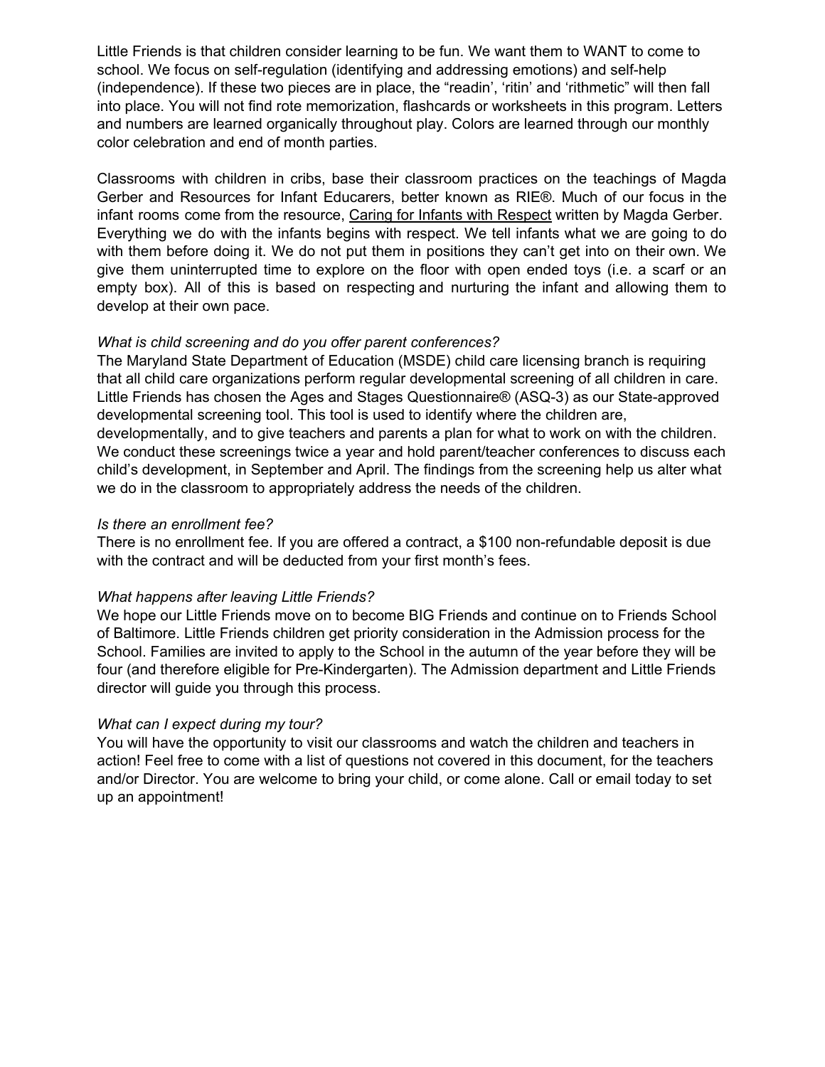Little Friends is that children consider learning to be fun. We want them to WANT to come to school. We focus on self-regulation (identifying and addressing emotions) and self-help (independence). If these two pieces are in place, the "readin', 'ritin' and 'rithmetic" will then fall into place. You will not find rote memorization, flashcards or worksheets in this program. Letters and numbers are learned organically throughout play. Colors are learned through our monthly color celebration and end of month parties.

Classrooms with children in cribs, base their classroom practices on the teachings of Magda Gerber and Resources for Infant Educarers, better known as RIE®. Much of our focus in the infant rooms come from the resource, <u>Caring for Infants with Respect</u> written by Magda Gerber. Everything we do with the infants begins with respect. We tell infants what we are going to do with them before doing it. We do not put them in positions they can't get into on their own. We give them uninterrupted time to explore on the floor with open ended toys (i.e. a scarf or an empty box). All of this is based on respecting and nurturing the infant and allowing them to develop at their own pace.

*What is child screening and do you offer parent conferences?*

The Maryland State Department of Education (MSDE) child care licensing branch is requiring that all child care organizations perform regular developmental screening of all children in care. Little Friends has chosen the Ages and Stages Questionnaire® (ASQ-3) as our State-approved developmental screening tool. This tool is used to identify where the children are, developmentally, and to give teachers and parents a plan for what to work on with the children. We conduct these screenings twice a year and hold parent/teacher conferences to discuss each child's development, in September and April. The findings from the screening help us alter what we do in the classroom to appropriately address the needs of the children.

*Is there an enrollment fee?*

There is no enrollment fee. If you are offered a contract, a $100 non-refundable deposit is due with the contract and will be deducted from your first month's fees.

*What happens after leaving Little Friends?*

We hope our Little Friends move on to become BIG Friends and continue on to Friends School of Baltimore. Little Friends children get priority consideration in the Admission process for the School. Families are invited to apply to the School in the autumn of the year before they will be four (and therefore eligible for Pre-Kindergarten). The Admission department and Little Friends director will guide you through this process.

*What can I expect during my tour?*

You will have the opportunity to visit our classrooms and watch the children and teachers in action! Feel free to come with a list of questions not covered in this document, for the teachers and/or Director. You are welcome to bring your child, or come alone. Call or email today to set up an appointment!